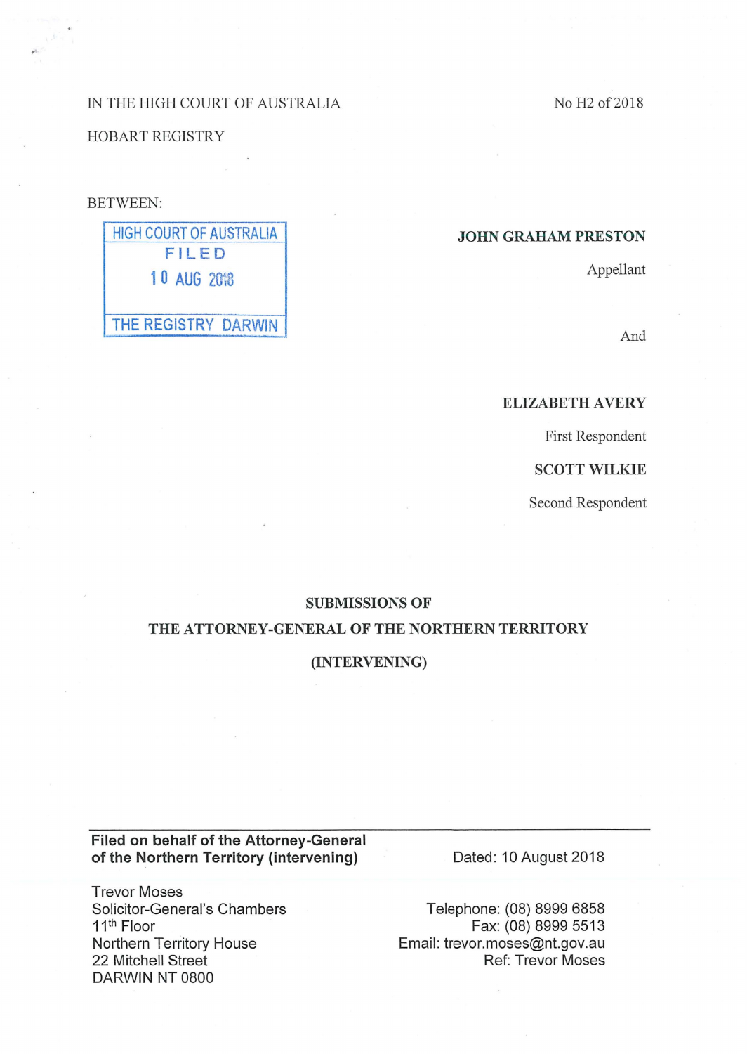IN THE HIGH COURT OF AUSTRALIA

HOBART REGISTRY

No H2 of 2018

BETWEEN:

HIGH COURT OF AUSTRALIA
FILED
10 AUG 2018
THE REGISTRY DARWIN

**JOHN GRAHAM PRESTON**

Appellant

And

**ELIZABETH AVERY**

First Respondent

**SCOTT WILKIE**

Second Respondent

**SUBMISSIONS OF**

**THE ATTORNEY-GENERAL OF THE NORTHERN TERRITORY**

**(INTERVENING)**

---

**Filed on behalf of the Attorney-General of the Northern Territory (intervening)**

Dated: 10 August 2018

Trevor Moses
Solicitor-General's Chambers
11th Floor
Northern Territory House
22 Mitchell Street
DARWIN NT 0800

Telephone: (08) 8999 6858
Fax: (08) 8999 5513
Email: trevor.moses@nt.gov.au
Ref: Trevor Moses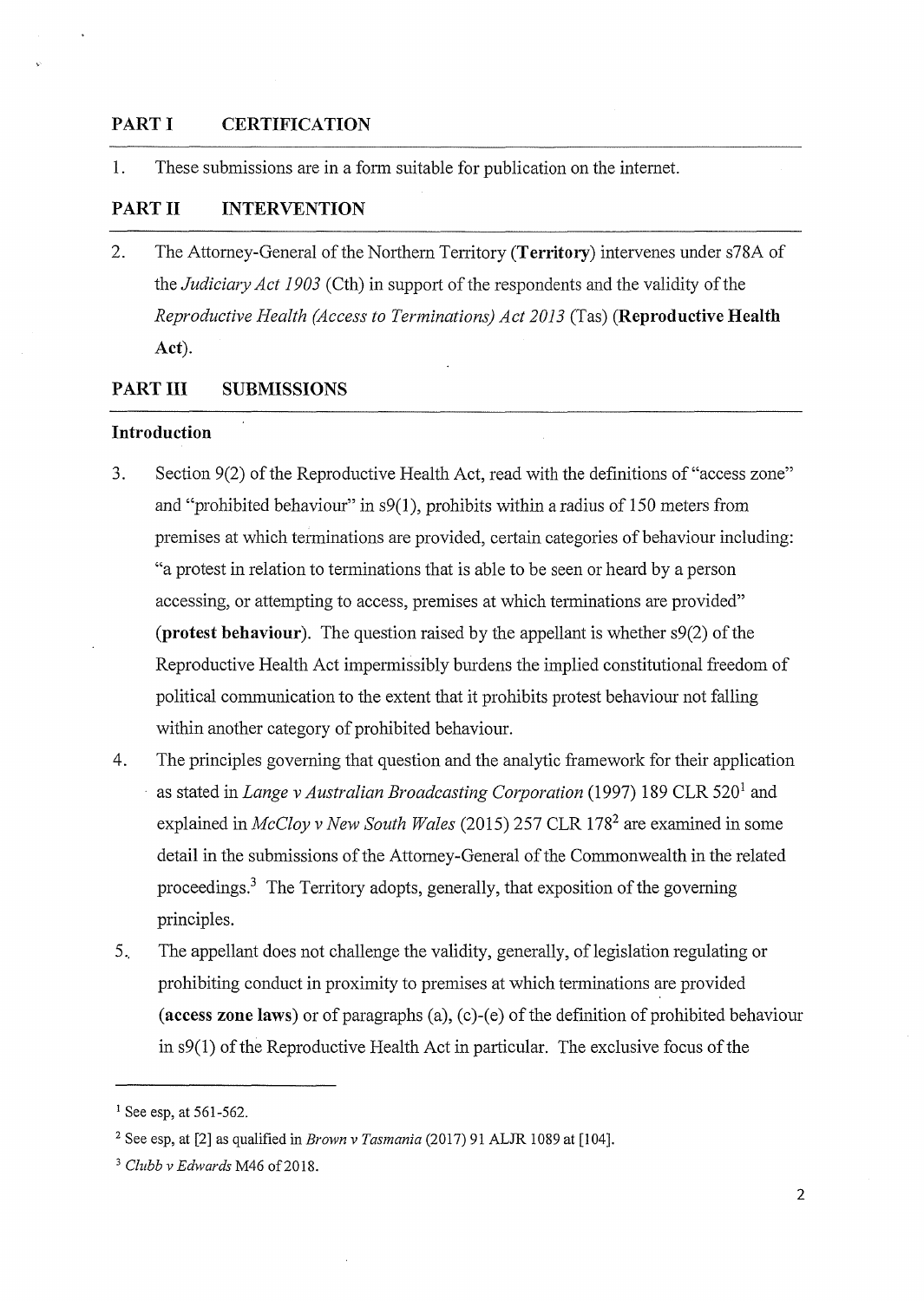## PART I CERTIFICATION

1. These submissions are in a form suitable for publication on the internet.

## PART II INTERVENTION

2. The Attorney-General of the Northern Territory (**Territory**) intervenes under s78A of the *Judiciary Act 1903* (Cth) in support of the respondents and the validity of the *Reproductive Health (Access to Terminations) Act 2013* (Tas) (**Reproductive Health Act**).

## PART III SUBMISSIONS

### Introduction

3. Section 9(2) of the Reproductive Health Act, read with the definitions of "access zone" and "prohibited behaviour" in s9(1), prohibits within a radius of 150 meters from premises at which terminations are provided, certain categories of behaviour including: "a protest in relation to terminations that is able to be seen or heard by a person accessing, or attempting to access, premises at which terminations are provided" (**protest behaviour**). The question raised by the appellant is whether s9(2) of the Reproductive Health Act impermissibly burdens the implied constitutional freedom of political communication to the extent that it prohibits protest behaviour not falling within another category of prohibited behaviour.

4. The principles governing that question and the analytic framework for their application as stated in *Lange v Australian Broadcasting Corporation* (1997) 189 CLR 520[1] and explained in *McCloy v New South Wales* (2015) 257 CLR 178[2] are examined in some detail in the submissions of the Attorney-General of the Commonwealth in the related proceedings.[3] The Territory adopts, generally, that exposition of the governing principles.

5. The appellant does not challenge the validity, generally, of legislation regulating or prohibiting conduct in proximity to premises at which terminations are provided (**access zone laws**) or of paragraphs (a), (c)-(e) of the definition of prohibited behaviour in s9(1) of the Reproductive Health Act in particular. The exclusive focus of the

---

[1] See esp, at 561-562.

[2] See esp, at [2] as qualified in *Brown v Tasmania* (2017) 91 ALJR 1089 at [104].

[3] *Clubb v Edwards* M46 of 2018.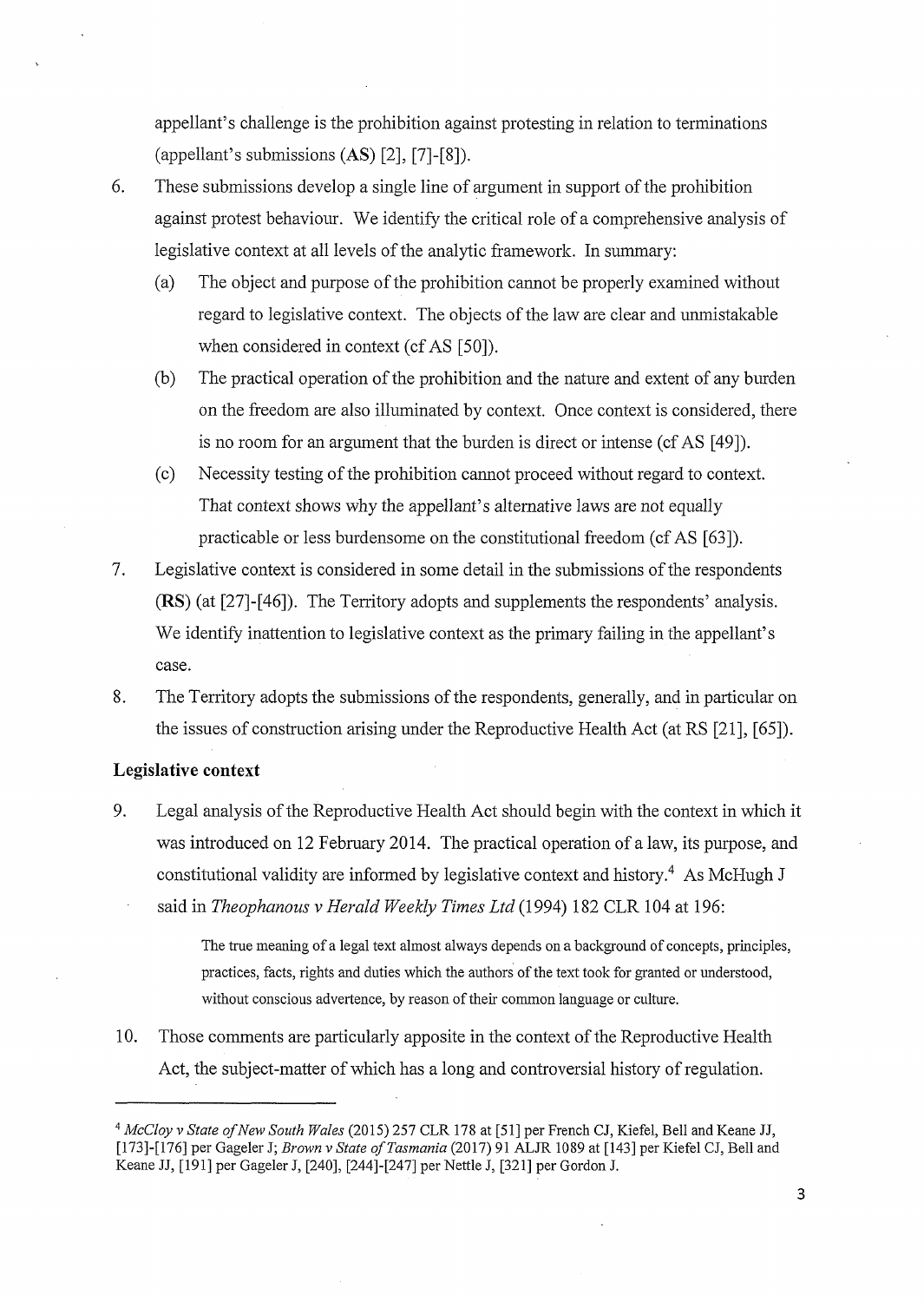appellant's challenge is the prohibition against protesting in relation to terminations (appellant's submissions (**AS**) [2], [7]-[8]).

6. These submissions develop a single line of argument in support of the prohibition against protest behaviour. We identify the critical role of a comprehensive analysis of legislative context at all levels of the analytic framework. In summary:

   (a) The object and purpose of the prohibition cannot be properly examined without regard to legislative context. The objects of the law are clear and unmistakable when considered in context (cf AS [50]).

   (b) The practical operation of the prohibition and the nature and extent of any burden on the freedom are also illuminated by context. Once context is considered, there is no room for an argument that the burden is direct or intense (cf AS [49]).

   (c) Necessity testing of the prohibition cannot proceed without regard to context. That context shows why the appellant's alternative laws are not equally practicable or less burdensome on the constitutional freedom (cf AS [63]).

7. Legislative context is considered in some detail in the submissions of the respondents (**RS**) (at [27]-[46]). The Territory adopts and supplements the respondents' analysis. We identify inattention to legislative context as the primary failing in the appellant's case.

8. The Territory adopts the submissions of the respondents, generally, and in particular on the issues of construction arising under the Reproductive Health Act (at RS [21], [65]).

### Legislative context

9. Legal analysis of the Reproductive Health Act should begin with the context in which it was introduced on 12 February 2014. The practical operation of a law, its purpose, and constitutional validity are informed by legislative context and history.[4] As McHugh J said in *Theophanous v Herald Weekly Times Ltd* (1994) 182 CLR 104 at 196:

   > The true meaning of a legal text almost always depends on a background of concepts, principles, practices, facts, rights and duties which the authors of the text took for granted or understood, without conscious advertence, by reason of their common language or culture.

10. Those comments are particularly apposite in the context of the Reproductive Health Act, the subject-matter of which has a long and controversial history of regulation.

---

[4] *McCloy v State of New South Wales* (2015) 257 CLR 178 at [51] per French CJ, Kiefel, Bell and Keane JJ, [173]-[176] per Gageler J; *Brown v State of Tasmania* (2017) 91 ALJR 1089 at [143] per Kiefel CJ, Bell and Keane JJ, [191] per Gageler J, [240], [244]-[247] per Nettle J, [321] per Gordon J.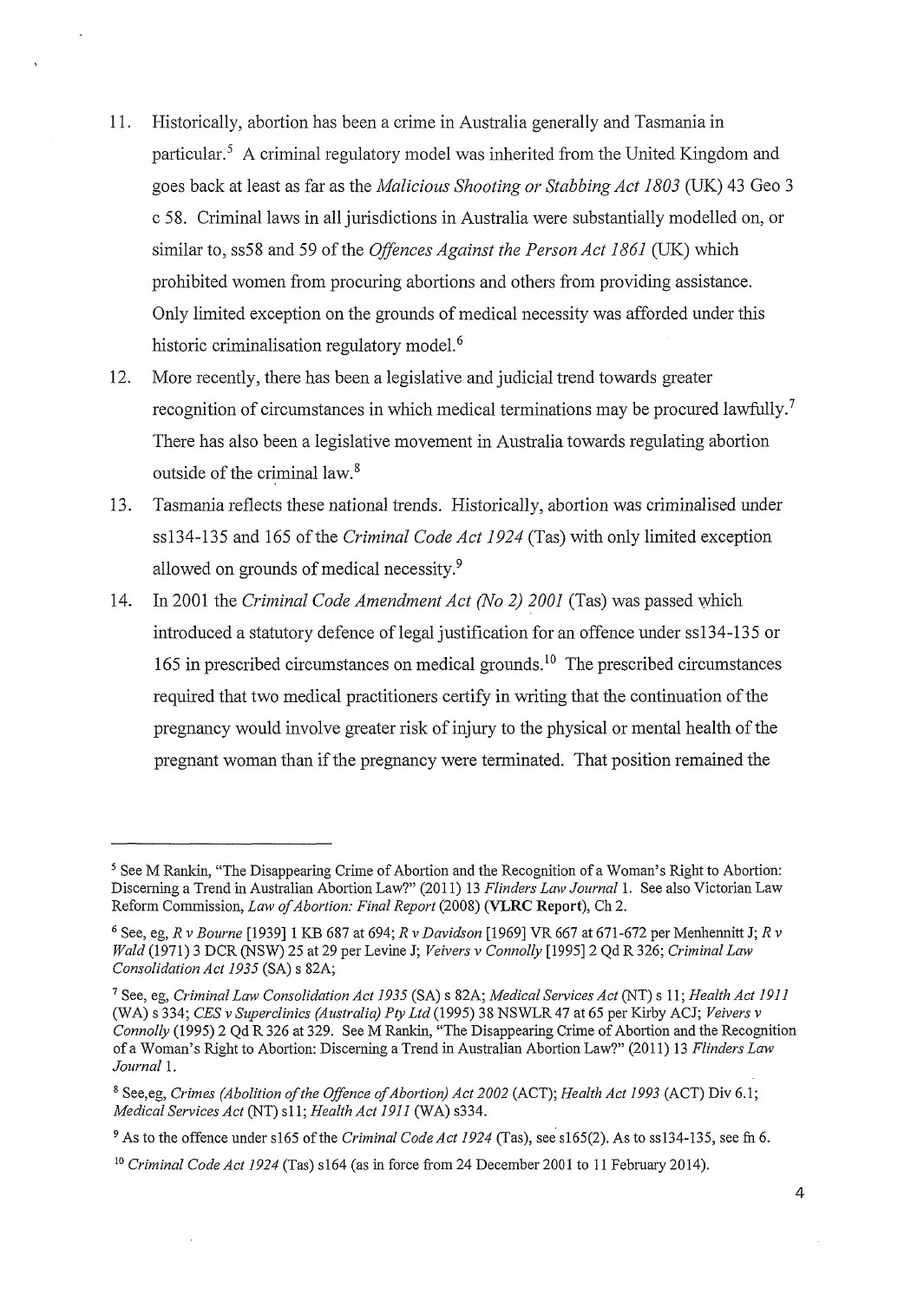11. Historically, abortion has been a crime in Australia generally and Tasmania in particular.[5] A criminal regulatory model was inherited from the United Kingdom and goes back at least as far as the *Malicious Shooting or Stabbing Act 1803* (UK) 43 Geo 3 c 58. Criminal laws in all jurisdictions in Australia were substantially modelled on, or similar to, ss58 and 59 of the *Offences Against the Person Act 1861* (UK) which prohibited women from procuring abortions and others from providing assistance. Only limited exception on the grounds of medical necessity was afforded under this historic criminalisation regulatory model.[6]

12. More recently, there has been a legislative and judicial trend towards greater recognition of circumstances in which medical terminations may be procured lawfully.[7] There has also been a legislative movement in Australia towards regulating abortion outside of the criminal law.[8]

13. Tasmania reflects these national trends. Historically, abortion was criminalised under ss134-135 and 165 of the *Criminal Code Act 1924* (Tas) with only limited exception allowed on grounds of medical necessity.[9]

14. In 2001 the *Criminal Code Amendment Act (No 2) 2001* (Tas) was passed which introduced a statutory defence of legal justification for an offence under ss134-135 or 165 in prescribed circumstances on medical grounds.[10] The prescribed circumstances required that two medical practitioners certify in writing that the continuation of the pregnancy would involve greater risk of injury to the physical or mental health of the pregnant woman than if the pregnancy were terminated. That position remained the

---

[5] See M Rankin, "The Disappearing Crime of Abortion and the Recognition of a Woman's Right to Abortion: Discerning a Trend in Australian Abortion Law?" (2011) 13 *Flinders Law Journal* 1. See also Victorian Law Reform Commission, *Law of Abortion: Final Report* (2008) (**VLRC Report**), Ch 2.

[6] See, eg, *R v Bourne* [1939] 1 KB 687 at 694; *R v Davidson* [1969] VR 667 at 671-672 per Menhennitt J; *R v Wald* (1971) 3 DCR (NSW) 25 at 29 per Levine J; *Veivers v Connolly* [1995] 2 Qd R 326; *Criminal Law Consolidation Act 1935* (SA) s 82A;

[7] See, eg, *Criminal Law Consolidation Act 1935* (SA) s 82A; *Medical Services Act* (NT) s 11; *Health Act 1911* (WA) s 334; *CES v Superclinics (Australia) Pty Ltd* (1995) 38 NSWLR 47 at 65 per Kirby ACJ; *Veivers v Connolly* (1995) 2 Qd R 326 at 329. See M Rankin, "The Disappearing Crime of Abortion and the Recognition of a Woman's Right to Abortion: Discerning a Trend in Australian Abortion Law?" (2011) 13 *Flinders Law Journal* 1.

[8] See,eg, *Crimes (Abolition of the Offence of Abortion) Act 2002* (ACT); *Health Act 1993* (ACT) Div 6.1; *Medical Services Act* (NT) s11; *Health Act 1911* (WA) s334.

[9] As to the offence under s165 of the *Criminal Code Act 1924* (Tas), see s165(2). As to ss134-135, see fn 6.

[10] *Criminal Code Act 1924* (Tas) s164 (as in force from 24 December 2001 to 11 February 2014).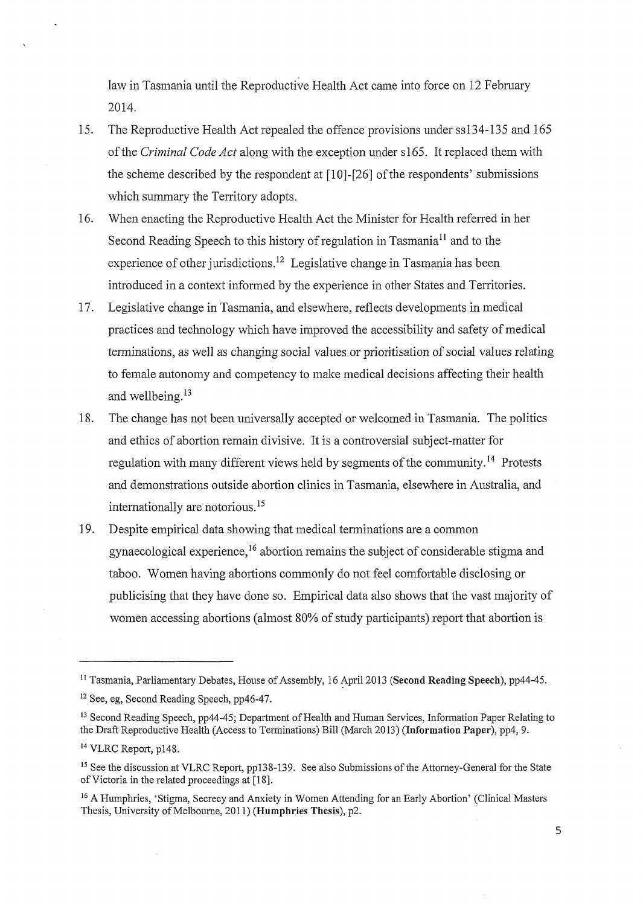law in Tasmania until the Reproductive Health Act came into force on 12 February 2014.

15. The Reproductive Health Act repealed the offence provisions under ss134-135 and 165 of the *Criminal Code Act* along with the exception under s165. It replaced them with the scheme described by the respondent at [10]-[26] of the respondents' submissions which summary the Territory adopts.

16. When enacting the Reproductive Health Act the Minister for Health referred in her Second Reading Speech to this history of regulation in Tasmania[11] and to the experience of other jurisdictions.[12] Legislative change in Tasmania has been introduced in a context informed by the experience in other States and Territories.

17. Legislative change in Tasmania, and elsewhere, reflects developments in medical practices and technology which have improved the accessibility and safety of medical terminations, as well as changing social values or prioritisation of social values relating to female autonomy and competency to make medical decisions affecting their health and wellbeing.[13]

18. The change has not been universally accepted or welcomed in Tasmania. The politics and ethics of abortion remain divisive. It is a controversial subject-matter for regulation with many different views held by segments of the community.[14] Protests and demonstrations outside abortion clinics in Tasmania, elsewhere in Australia, and internationally are notorious.[15]

19. Despite empirical data showing that medical terminations are a common gynaecological experience,[16] abortion remains the subject of considerable stigma and taboo. Women having abortions commonly do not feel comfortable disclosing or publicising that they have done so. Empirical data also shows that the vast majority of women accessing abortions (almost 80% of study participants) report that abortion is

---

[11] Tasmania, Parliamentary Debates, House of Assembly, 16 April 2013 (**Second Reading Speech**), pp44-45.

[12] See, eg, Second Reading Speech, pp46-47.

[13] Second Reading Speech, pp44-45; Department of Health and Human Services, Information Paper Relating to the Draft Reproductive Health (Access to Terminations) Bill (March 2013) (**Information Paper**), pp4, 9.

[14] VLRC Report, p148.

[15] See the discussion at VLRC Report, pp138-139. See also Submissions of the Attorney-General for the State of Victoria in the related proceedings at [18].

[16] A Humphries, 'Stigma, Secrecy and Anxiety in Women Attending for an Early Abortion' (Clinical Masters Thesis, University of Melbourne, 2011) (**Humphries Thesis**), p2.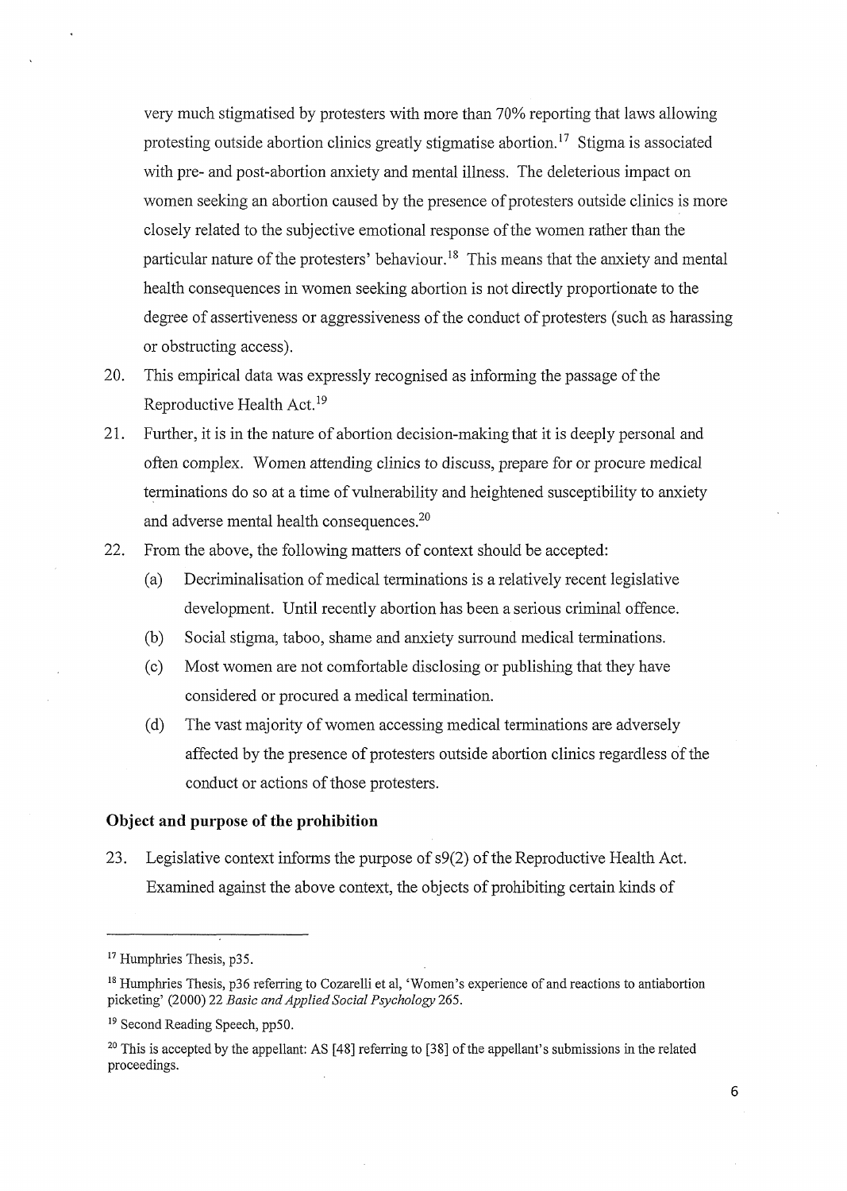very much stigmatised by protesters with more than 70% reporting that laws allowing protesting outside abortion clinics greatly stigmatise abortion.[17] Stigma is associated with pre- and post-abortion anxiety and mental illness. The deleterious impact on women seeking an abortion caused by the presence of protesters outside clinics is more closely related to the subjective emotional response of the women rather than the particular nature of the protesters' behaviour.[18] This means that the anxiety and mental health consequences in women seeking abortion is not directly proportionate to the degree of assertiveness or aggressiveness of the conduct of protesters (such as harassing or obstructing access).

20. This empirical data was expressly recognised as informing the passage of the Reproductive Health Act.[19]

21. Further, it is in the nature of abortion decision-making that it is deeply personal and often complex. Women attending clinics to discuss, prepare for or procure medical terminations do so at a time of vulnerability and heightened susceptibility to anxiety and adverse mental health consequences.[20]

22. From the above, the following matters of context should be accepted:

    (a) Decriminalisation of medical terminations is a relatively recent legislative development. Until recently abortion has been a serious criminal offence.

    (b) Social stigma, taboo, shame and anxiety surround medical terminations.

    (c) Most women are not comfortable disclosing or publishing that they have considered or procured a medical termination.

    (d) The vast majority of women accessing medical terminations are adversely affected by the presence of protesters outside abortion clinics regardless of the conduct or actions of those protesters.

**Object and purpose of the prohibition**

23. Legislative context informs the purpose of s9(2) of the Reproductive Health Act. Examined against the above context, the objects of prohibiting certain kinds of

---

[17] Humphries Thesis, p35.

[18] Humphries Thesis, p36 referring to Cozarelli et al, 'Women's experience of and reactions to antiabortion picketing' (2000) 22 *Basic and Applied Social Psychology* 265.

[19] Second Reading Speech, pp50.

[20] This is accepted by the appellant: AS [48] referring to [38] of the appellant's submissions in the related proceedings.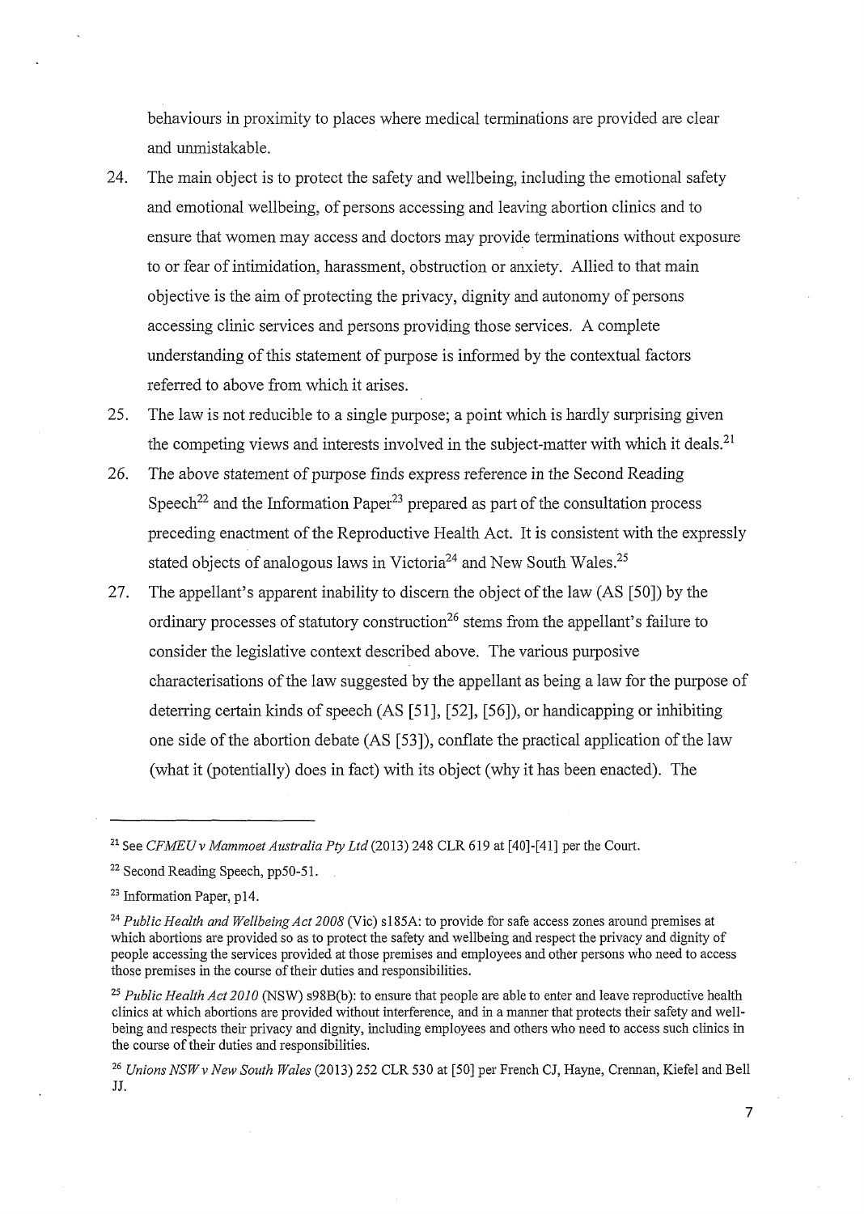behaviours in proximity to places where medical terminations are provided are clear and unmistakable.

24. The main object is to protect the safety and wellbeing, including the emotional safety and emotional wellbeing, of persons accessing and leaving abortion clinics and to ensure that women may access and doctors may provide terminations without exposure to or fear of intimidation, harassment, obstruction or anxiety. Allied to that main objective is the aim of protecting the privacy, dignity and autonomy of persons accessing clinic services and persons providing those services. A complete understanding of this statement of purpose is informed by the contextual factors referred to above from which it arises.

25. The law is not reducible to a single purpose; a point which is hardly surprising given the competing views and interests involved in the subject-matter with which it deals.[21]

26. The above statement of purpose finds express reference in the Second Reading Speech[22] and the Information Paper[23] prepared as part of the consultation process preceding enactment of the Reproductive Health Act. It is consistent with the expressly stated objects of analogous laws in Victoria[24] and New South Wales.[25]

27. The appellant's apparent inability to discern the object of the law (AS [50]) by the ordinary processes of statutory construction[26] stems from the appellant's failure to consider the legislative context described above. The various purposive characterisations of the law suggested by the appellant as being a law for the purpose of deterring certain kinds of speech (AS [51], [52], [56]), or handicapping or inhibiting one side of the abortion debate (AS [53]), conflate the practical application of the law (what it (potentially) does in fact) with its object (why it has been enacted). The

---

[21] See *CFMEU v Mammoet Australia Pty Ltd* (2013) 248 CLR 619 at [40]-[41] per the Court.

[22] Second Reading Speech, pp50-51.

[23] Information Paper, p14.

[24] *Public Health and Wellbeing Act 2008* (Vic) s185A: to provide for safe access zones around premises at which abortions are provided so as to protect the safety and wellbeing and respect the privacy and dignity of people accessing the services provided at those premises and employees and other persons who need to access those premises in the course of their duties and responsibilities.

[25] *Public Health Act 2010* (NSW) s98B(b): to ensure that people are able to enter and leave reproductive health clinics at which abortions are provided without interference, and in a manner that protects their safety and well-being and respects their privacy and dignity, including employees and others who need to access such clinics in the course of their duties and responsibilities.

[26] *Unions NSW v New South Wales* (2013) 252 CLR 530 at [50] per French CJ, Hayne, Crennan, Kiefel and Bell JJ.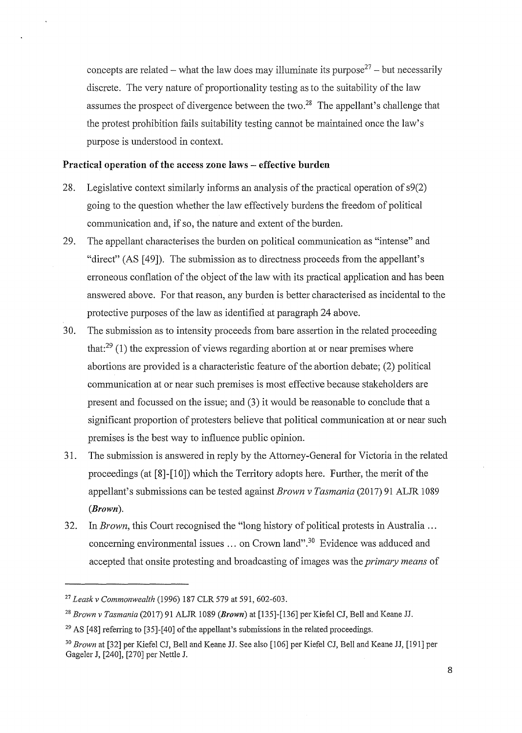concepts are related – what the law does may illuminate its purpose[27] – but necessarily discrete. The very nature of proportionality testing as to the suitability of the law assumes the prospect of divergence between the two.[28] The appellant's challenge that the protest prohibition fails suitability testing cannot be maintained once the law's purpose is understood in context.

**Practical operation of the access zone laws – effective burden**

28. Legislative context similarly informs an analysis of the practical operation of s9(2) going to the question whether the law effectively burdens the freedom of political communication and, if so, the nature and extent of the burden.

29. The appellant characterises the burden on political communication as "intense" and "direct" (AS [49]). The submission as to directness proceeds from the appellant's erroneous conflation of the object of the law with its practical application and has been answered above. For that reason, any burden is better characterised as incidental to the protective purposes of the law as identified at paragraph 24 above.

30. The submission as to intensity proceeds from bare assertion in the related proceeding that:[29] (1) the expression of views regarding abortion at or near premises where abortions are provided is a characteristic feature of the abortion debate; (2) political communication at or near such premises is most effective because stakeholders are present and focussed on the issue; and (3) it would be reasonable to conclude that a significant proportion of protesters believe that political communication at or near such premises is the best way to influence public opinion.

31. The submission is answered in reply by the Attorney-General for Victoria in the related proceedings (at [8]-[10]) which the Territory adopts here. Further, the merit of the appellant's submissions can be tested against *Brown v Tasmania* (2017) 91 ALJR 1089 (***Brown***).

32. In *Brown*, this Court recognised the "long history of political protests in Australia … concerning environmental issues … on Crown land".[30] Evidence was adduced and accepted that onsite protesting and broadcasting of images was the *primary means* of

---

[27] *Leask v Commonwealth* (1996) 187 CLR 579 at 591, 602-603.

[28] *Brown v Tasmania* (2017) 91 ALJR 1089 (***Brown***) at [135]-[136] per Kiefel CJ, Bell and Keane JJ.

[29] AS [48] referring to [35]-[40] of the appellant's submissions in the related proceedings.

[30] *Brown* at [32] per Kiefel CJ, Bell and Keane JJ. See also [106] per Kiefel CJ, Bell and Keane JJ, [191] per Gageler J, [240], [270] per Nettle J.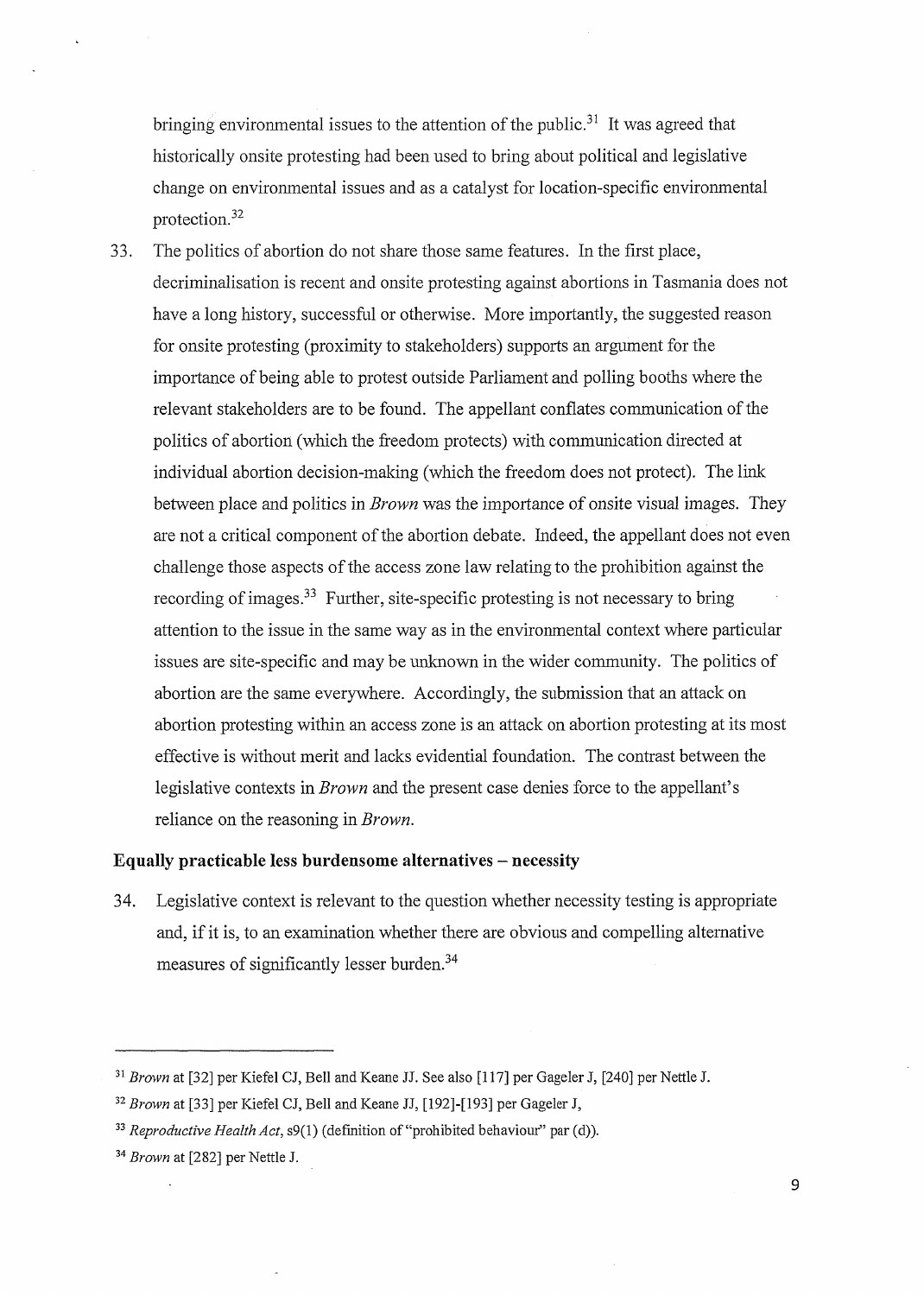bringing environmental issues to the attention of the public.[31] It was agreed that historically onsite protesting had been used to bring about political and legislative change on environmental issues and as a catalyst for location-specific environmental protection.[32]

33. The politics of abortion do not share those same features. In the first place, decriminalisation is recent and onsite protesting against abortions in Tasmania does not have a long history, successful or otherwise. More importantly, the suggested reason for onsite protesting (proximity to stakeholders) supports an argument for the importance of being able to protest outside Parliament and polling booths where the relevant stakeholders are to be found. The appellant conflates communication of the politics of abortion (which the freedom protects) with communication directed at individual abortion decision-making (which the freedom does not protect). The link between place and politics in *Brown* was the importance of onsite visual images. They are not a critical component of the abortion debate. Indeed, the appellant does not even challenge those aspects of the access zone law relating to the prohibition against the recording of images.[33] Further, site-specific protesting is not necessary to bring attention to the issue in the same way as in the environmental context where particular issues are site-specific and may be unknown in the wider community. The politics of abortion are the same everywhere. Accordingly, the submission that an attack on abortion protesting within an access zone is an attack on abortion protesting at its most effective is without merit and lacks evidential foundation. The contrast between the legislative contexts in *Brown* and the present case denies force to the appellant's reliance on the reasoning in *Brown*.

**Equally practicable less burdensome alternatives – necessity**

34. Legislative context is relevant to the question whether necessity testing is appropriate and, if it is, to an examination whether there are obvious and compelling alternative measures of significantly lesser burden.[34]

---

[31] *Brown* at [32] per Kiefel CJ, Bell and Keane JJ. See also [117] per Gageler J, [240] per Nettle J.

[32] *Brown* at [33] per Kiefel CJ, Bell and Keane JJ, [192]-[193] per Gageler J,

[33] *Reproductive Health Act*, s9(1) (definition of "prohibited behaviour" par (d)).

[34] *Brown* at [282] per Nettle J.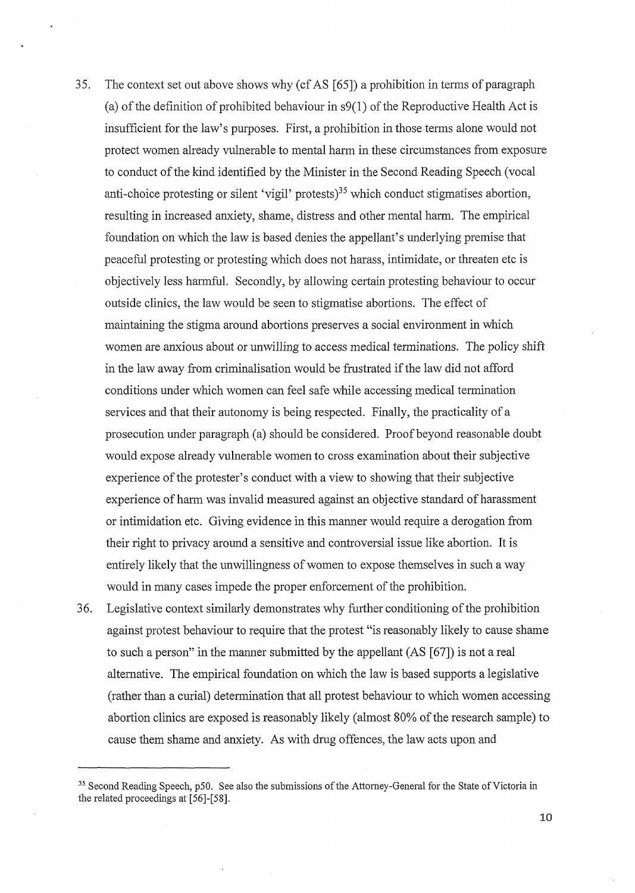35. The context set out above shows why (cf AS [65]) a prohibition in terms of paragraph (a) of the definition of prohibited behaviour in s9(1) of the Reproductive Health Act is insufficient for the law's purposes. First, a prohibition in those terms alone would not protect women already vulnerable to mental harm in these circumstances from exposure to conduct of the kind identified by the Minister in the Second Reading Speech (vocal anti-choice protesting or silent 'vigil' protests)[35] which conduct stigmatises abortion, resulting in increased anxiety, shame, distress and other mental harm. The empirical foundation on which the law is based denies the appellant's underlying premise that peaceful protesting or protesting which does not harass, intimidate, or threaten etc is objectively less harmful. Secondly, by allowing certain protesting behaviour to occur outside clinics, the law would be seen to stigmatise abortions. The effect of maintaining the stigma around abortions preserves a social environment in which women are anxious about or unwilling to access medical terminations. The policy shift in the law away from criminalisation would be frustrated if the law did not afford conditions under which women can feel safe while accessing medical termination services and that their autonomy is being respected. Finally, the practicality of a prosecution under paragraph (a) should be considered. Proof beyond reasonable doubt would expose already vulnerable women to cross examination about their subjective experience of the protester's conduct with a view to showing that their subjective experience of harm was invalid measured against an objective standard of harassment or intimidation etc. Giving evidence in this manner would require a derogation from their right to privacy around a sensitive and controversial issue like abortion. It is entirely likely that the unwillingness of women to expose themselves in such a way would in many cases impede the proper enforcement of the prohibition.

36. Legislative context similarly demonstrates why further conditioning of the prohibition against protest behaviour to require that the protest "is reasonably likely to cause shame to such a person" in the manner submitted by the appellant (AS [67]) is not a real alternative. The empirical foundation on which the law is based supports a legislative (rather than a curial) determination that all protest behaviour to which women accessing abortion clinics are exposed is reasonably likely (almost 80% of the research sample) to cause them shame and anxiety. As with drug offences, the law acts upon and

---

[35] Second Reading Speech, p50. See also the submissions of the Attorney-General for the State of Victoria in the related proceedings at [56]-[58].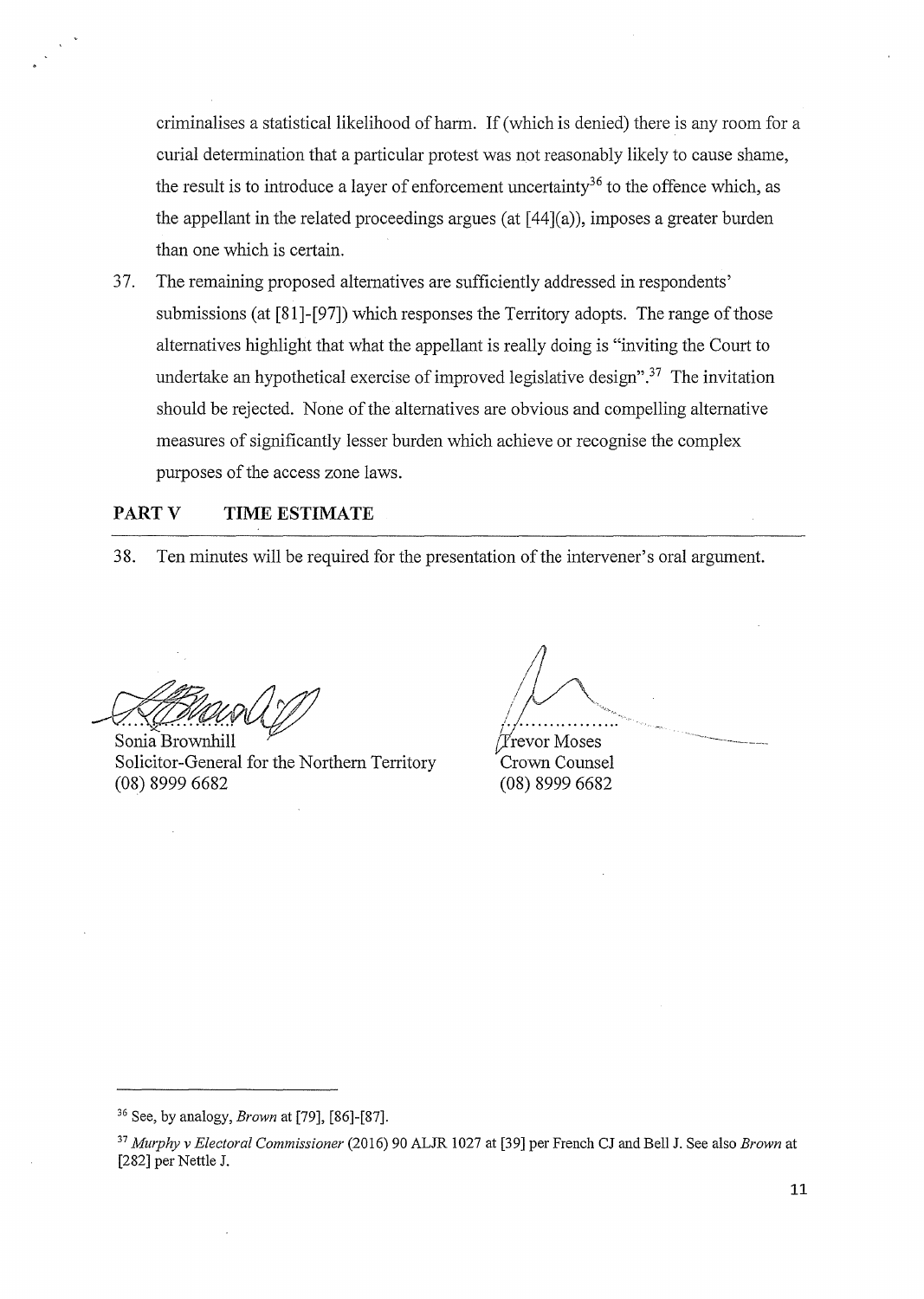criminalises a statistical likelihood of harm. If (which is denied) there is any room for a curial determination that a particular protest was not reasonably likely to cause shame, the result is to introduce a layer of enforcement uncertainty[36] to the offence which, as the appellant in the related proceedings argues (at [44](a)), imposes a greater burden than one which is certain.

37. The remaining proposed alternatives are sufficiently addressed in respondents' submissions (at [81]-[97]) which responses the Territory adopts. The range of those alternatives highlight that what the appellant is really doing is "inviting the Court to undertake an hypothetical exercise of improved legislative design".[37] The invitation should be rejected. None of the alternatives are obvious and compelling alternative measures of significantly lesser burden which achieve or recognise the complex purposes of the access zone laws.

## PART V TIME ESTIMATE

38. Ten minutes will be required for the presentation of the intervener's oral argument.

Sonia Brownhill
Solicitor-General for the Northern Territory
(08) 8999 6682

Trevor Moses
Crown Counsel
(08) 8999 6682

---

[36] See, by analogy, *Brown* at [79], [86]-[87].

[37] *Murphy v Electoral Commissioner* (2016) 90 ALJR 1027 at [39] per French CJ and Bell J. See also *Brown* at [282] per Nettle J.